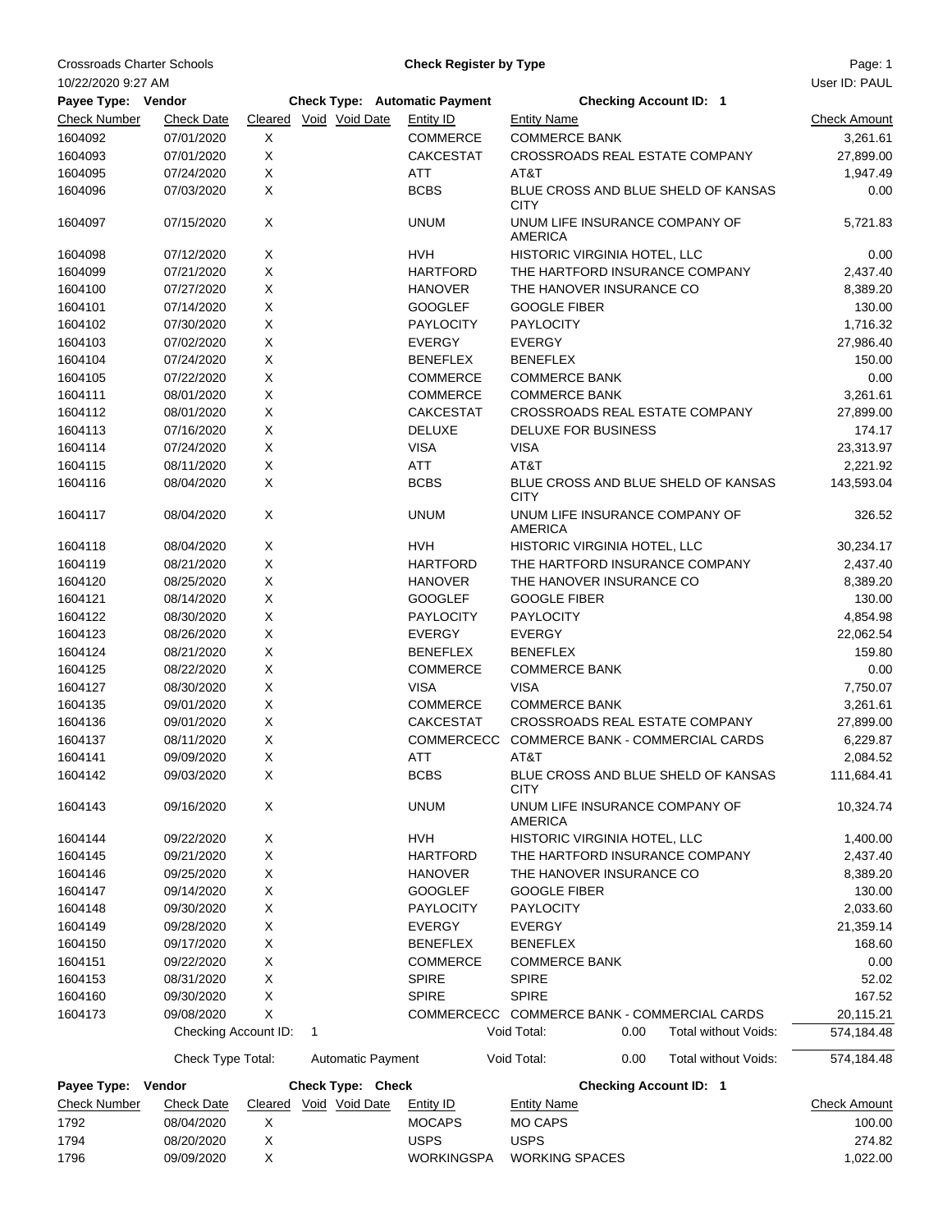Crossroads Charter Schools

10/22/2020 9:27 AM

**Check Register by Type**

User ID: PAUL

**Payee Type: Vendor** **Check Type: Automatic Payment** **Checking Account ID: 1**

| Check Number | Check Date | Cleared | Void | Void Date | Entity ID | Entity Name | Check Amount |
|---|---|---|---|---|---|---|---|
| 1604092 | 07/01/2020 | X | | | COMMERCE | COMMERCE BANK | 3,261.61 |
| 1604093 | 07/01/2020 | X | | | CAKCESTAT | CROSSROADS REAL ESTATE COMPANY | 27,899.00 |
| 1604095 | 07/24/2020 | X | | | ATT | AT&T | 1,947.49 |
| 1604096 | 07/03/2020 | X | | | BCBS | BLUE CROSS AND BLUE SHELD OF KANSAS CITY | 0.00 |
| 1604097 | 07/15/2020 | X | | | UNUM | UNUM LIFE INSURANCE COMPANY OF AMERICA | 5,721.83 |
| 1604098 | 07/12/2020 | X | | | HVH | HISTORIC VIRGINIA HOTEL, LLC | 0.00 |
| 1604099 | 07/21/2020 | X | | | HARTFORD | THE HARTFORD INSURANCE COMPANY | 2,437.40 |
| 1604100 | 07/27/2020 | X | | | HANOVER | THE HANOVER INSURANCE CO | 8,389.20 |
| 1604101 | 07/14/2020 | X | | | GOOGLEF | GOOGLE FIBER | 130.00 |
| 1604102 | 07/30/2020 | X | | | PAYLOCITY | PAYLOCITY | 1,716.32 |
| 1604103 | 07/02/2020 | X | | | EVERGY | EVERGY | 27,986.40 |
| 1604104 | 07/24/2020 | X | | | BENEFLEX | BENEFLEX | 150.00 |
| 1604105 | 07/22/2020 | X | | | COMMERCE | COMMERCE BANK | 0.00 |
| 1604111 | 08/01/2020 | X | | | COMMERCE | COMMERCE BANK | 3,261.61 |
| 1604112 | 08/01/2020 | X | | | CAKCESTAT | CROSSROADS REAL ESTATE COMPANY | 27,899.00 |
| 1604113 | 07/16/2020 | X | | | DELUXE | DELUXE FOR BUSINESS | 174.17 |
| 1604114 | 07/24/2020 | X | | | VISA | VISA | 23,313.97 |
| 1604115 | 08/11/2020 | X | | | ATT | AT&T | 2,221.92 |
| 1604116 | 08/04/2020 | X | | | BCBS | BLUE CROSS AND BLUE SHELD OF KANSAS CITY | 143,593.04 |
| 1604117 | 08/04/2020 | X | | | UNUM | UNUM LIFE INSURANCE COMPANY OF AMERICA | 326.52 |
| 1604118 | 08/04/2020 | X | | | HVH | HISTORIC VIRGINIA HOTEL, LLC | 30,234.17 |
| 1604119 | 08/21/2020 | X | | | HARTFORD | THE HARTFORD INSURANCE COMPANY | 2,437.40 |
| 1604120 | 08/25/2020 | X | | | HANOVER | THE HANOVER INSURANCE CO | 8,389.20 |
| 1604121 | 08/14/2020 | X | | | GOOGLEF | GOOGLE FIBER | 130.00 |
| 1604122 | 08/30/2020 | X | | | PAYLOCITY | PAYLOCITY | 4,854.98 |
| 1604123 | 08/26/2020 | X | | | EVERGY | EVERGY | 22,062.54 |
| 1604124 | 08/21/2020 | X | | | BENEFLEX | BENEFLEX | 159.80 |
| 1604125 | 08/22/2020 | X | | | COMMERCE | COMMERCE BANK | 0.00 |
| 1604127 | 08/30/2020 | X | | | VISA | VISA | 7,750.07 |
| 1604135 | 09/01/2020 | X | | | COMMERCE | COMMERCE BANK | 3,261.61 |
| 1604136 | 09/01/2020 | X | | | CAKCESTAT | CROSSROADS REAL ESTATE COMPANY | 27,899.00 |
| 1604137 | 08/11/2020 | X | | | COMMERCECC | COMMERCE BANK - COMMERCIAL CARDS | 6,229.87 |
| 1604141 | 09/09/2020 | X | | | ATT | AT&T | 2,084.52 |
| 1604142 | 09/03/2020 | X | | | BCBS | BLUE CROSS AND BLUE SHELD OF KANSAS CITY | 111,684.41 |
| 1604143 | 09/16/2020 | X | | | UNUM | UNUM LIFE INSURANCE COMPANY OF AMERICA | 10,324.74 |
| 1604144 | 09/22/2020 | X | | | HVH | HISTORIC VIRGINIA HOTEL, LLC | 1,400.00 |
| 1604145 | 09/21/2020 | X | | | HARTFORD | THE HARTFORD INSURANCE COMPANY | 2,437.40 |
| 1604146 | 09/25/2020 | X | | | HANOVER | THE HANOVER INSURANCE CO | 8,389.20 |
| 1604147 | 09/14/2020 | X | | | GOOGLEF | GOOGLE FIBER | 130.00 |
| 1604148 | 09/30/2020 | X | | | PAYLOCITY | PAYLOCITY | 2,033.60 |
| 1604149 | 09/28/2020 | X | | | EVERGY | EVERGY | 21,359.14 |
| 1604150 | 09/17/2020 | X | | | BENEFLEX | BENEFLEX | 168.60 |
| 1604151 | 09/22/2020 | X | | | COMMERCE | COMMERCE BANK | 0.00 |
| 1604153 | 08/31/2020 | X | | | SPIRE | SPIRE | 52.02 |
| 1604160 | 09/30/2020 | X | | | SPIRE | SPIRE | 167.52 |
| 1604173 | 09/08/2020 | X | | | COMMERCECC | COMMERCE BANK - COMMERCIAL CARDS | 20,115.21 |

| | | | |
|---|---|---|---|
| Checking Account ID: 1 | Void Total: 0.00 | Total without Voids: | 574,184.48 |
| Check Type Total: Automatic Payment | Void Total: 0.00 | Total without Voids: | 574,184.48 |

**Payee Type: Vendor** **Check Type: Check** **Checking Account ID: 1**

| Check Number | Check Date | Cleared | Void | Void Date | Entity ID | Entity Name | Check Amount |
|---|---|---|---|---|---|---|---|
| 1792 | 08/04/2020 | X | | | MOCAPS | MO CAPS | 100.00 |
| 1794 | 08/20/2020 | X | | | USPS | USPS | 274.82 |
| 1796 | 09/09/2020 | X | | | WORKINGSPA | WORKING SPACES | 1,022.00 |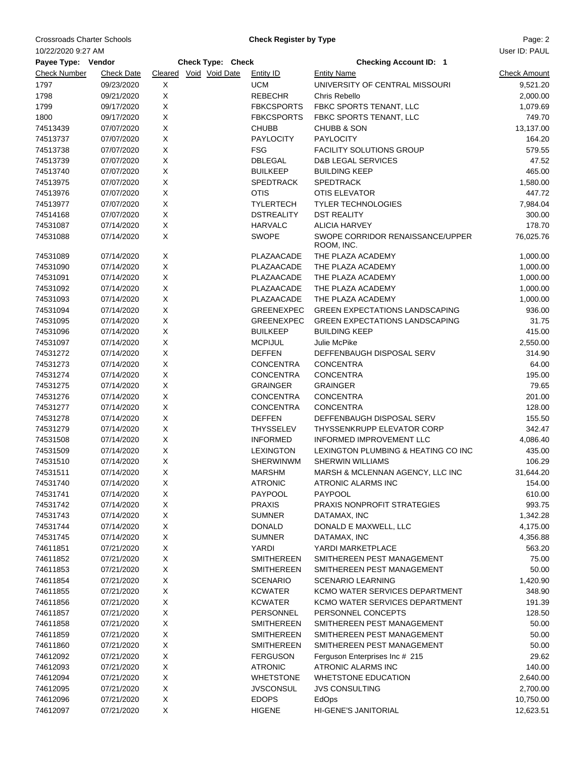Crossroads Charter Schools

**Check Register by Type**

10/22/2020 9:27 AM

User ID: PAUL

**Payee Type: Vendor** **Check Type: Check** **Checking Account ID: 1**

| Check Number | Check Date | Cleared | Void | Void Date | Entity ID | Entity Name | Check Amount |
|---|---|---|---|---|---|---|---|
| 1797 | 09/23/2020 | X | | | UCM | UNIVERSITY OF CENTRAL MISSOURI | 9,521.20 |
| 1798 | 09/21/2020 | X | | | REBECHR | Chris Rebello | 2,000.00 |
| 1799 | 09/17/2020 | X | | | FBKCSPORTS | FBKC SPORTS TENANT, LLC | 1,079.69 |
| 1800 | 09/17/2020 | X | | | FBKCSPORTS | FBKC SPORTS TENANT, LLC | 749.70 |
| 74513439 | 07/07/2020 | X | | | CHUBB | CHUBB & SON | 13,137.00 |
| 74513737 | 07/07/2020 | X | | | PAYLOCITY | PAYLOCITY | 164.20 |
| 74513738 | 07/07/2020 | X | | | FSG | FACILITY SOLUTIONS GROUP | 579.55 |
| 74513739 | 07/07/2020 | X | | | DBLEGAL | D&B LEGAL SERVICES | 47.52 |
| 74513740 | 07/07/2020 | X | | | BUILKEEP | BUILDING KEEP | 465.00 |
| 74513975 | 07/07/2020 | X | | | SPEDTRACK | SPEDTRACK | 1,580.00 |
| 74513976 | 07/07/2020 | X | | | OTIS | OTIS ELEVATOR | 447.72 |
| 74513977 | 07/07/2020 | X | | | TYLERTECH | TYLER TECHNOLOGIES | 7,984.04 |
| 74514168 | 07/07/2020 | X | | | DSTREALITY | DST REALITY | 300.00 |
| 74531087 | 07/14/2020 | X | | | HARVALC | ALICIA HARVEY | 178.70 |
| 74531088 | 07/14/2020 | X | | | SWOPE | SWOPE CORRIDOR RENAISSANCE/UPPER ROOM, INC. | 76,025.76 |
| 74531089 | 07/14/2020 | X | | | PLAZAACADE | THE PLAZA ACADEMY | 1,000.00 |
| 74531090 | 07/14/2020 | X | | | PLAZAACADE | THE PLAZA ACADEMY | 1,000.00 |
| 74531091 | 07/14/2020 | X | | | PLAZAACADE | THE PLAZA ACADEMY | 1,000.00 |
| 74531092 | 07/14/2020 | X | | | PLAZAACADE | THE PLAZA ACADEMY | 1,000.00 |
| 74531093 | 07/14/2020 | X | | | PLAZAACADE | THE PLAZA ACADEMY | 1,000.00 |
| 74531094 | 07/14/2020 | X | | | GREENEXPEC | GREEN EXPECTATIONS LANDSCAPING | 936.00 |
| 74531095 | 07/14/2020 | X | | | GREENEXPEC | GREEN EXPECTATIONS LANDSCAPING | 31.75 |
| 74531096 | 07/14/2020 | X | | | BUILKEEP | BUILDING KEEP | 415.00 |
| 74531097 | 07/14/2020 | X | | | MCPIJUL | Julie McPike | 2,550.00 |
| 74531272 | 07/14/2020 | X | | | DEFFEN | DEFFENBAUGH DISPOSAL SERV | 314.90 |
| 74531273 | 07/14/2020 | X | | | CONCENTRA | CONCENTRA | 64.00 |
| 74531274 | 07/14/2020 | X | | | CONCENTRA | CONCENTRA | 195.00 |
| 74531275 | 07/14/2020 | X | | | GRAINGER | GRAINGER | 79.65 |
| 74531276 | 07/14/2020 | X | | | CONCENTRA | CONCENTRA | 201.00 |
| 74531277 | 07/14/2020 | X | | | CONCENTRA | CONCENTRA | 128.00 |
| 74531278 | 07/14/2020 | X | | | DEFFEN | DEFFENBAUGH DISPOSAL SERV | 155.50 |
| 74531279 | 07/14/2020 | X | | | THYSSELEV | THYSSENKRUPP ELEVATOR CORP | 342.47 |
| 74531508 | 07/14/2020 | X | | | INFORMED | INFORMED IMPROVEMENT LLC | 4,086.40 |
| 74531509 | 07/14/2020 | X | | | LEXINGTON | LEXINGTON PLUMBING & HEATING CO INC | 435.00 |
| 74531510 | 07/14/2020 | X | | | SHERWINWM | SHERWIN WILLIAMS | 106.29 |
| 74531511 | 07/14/2020 | X | | | MARSHM | MARSH & MCLENNAN AGENCY, LLC INC | 31,644.20 |
| 74531740 | 07/14/2020 | X | | | ATRONIC | ATRONIC ALARMS INC | 154.00 |
| 74531741 | 07/14/2020 | X | | | PAYPOOL | PAYPOOL | 610.00 |
| 74531742 | 07/14/2020 | X | | | PRAXIS | PRAXIS NONPROFIT STRATEGIES | 993.75 |
| 74531743 | 07/14/2020 | X | | | SUMNER | DATAMAX, INC | 1,342.28 |
| 74531744 | 07/14/2020 | X | | | DONALD | DONALD E MAXWELL, LLC | 4,175.00 |
| 74531745 | 07/14/2020 | X | | | SUMNER | DATAMAX, INC | 4,356.88 |
| 74611851 | 07/21/2020 | X | | | YARDI | YARDI MARKETPLACE | 563.20 |
| 74611852 | 07/21/2020 | X | | | SMITHEREEN | SMITHEREEN PEST MANAGEMENT | 75.00 |
| 74611853 | 07/21/2020 | X | | | SMITHEREEN | SMITHEREEN PEST MANAGEMENT | 50.00 |
| 74611854 | 07/21/2020 | X | | | SCENARIO | SCENARIO LEARNING | 1,420.90 |
| 74611855 | 07/21/2020 | X | | | KCWATER | KCMO WATER SERVICES DEPARTMENT | 348.90 |
| 74611856 | 07/21/2020 | X | | | KCWATER | KCMO WATER SERVICES DEPARTMENT | 191.39 |
| 74611857 | 07/21/2020 | X | | | PERSONNEL | PERSONNEL CONCEPTS | 128.50 |
| 74611858 | 07/21/2020 | X | | | SMITHEREEN | SMITHEREEN PEST MANAGEMENT | 50.00 |
| 74611859 | 07/21/2020 | X | | | SMITHEREEN | SMITHEREEN PEST MANAGEMENT | 50.00 |
| 74611860 | 07/21/2020 | X | | | SMITHEREEN | SMITHEREEN PEST MANAGEMENT | 50.00 |
| 74612092 | 07/21/2020 | X | | | FERGUSON | Ferguson Enterprises Inc # 215 | 29.62 |
| 74612093 | 07/21/2020 | X | | | ATRONIC | ATRONIC ALARMS INC | 140.00 |
| 74612094 | 07/21/2020 | X | | | WHETSTONE | WHETSTONE EDUCATION | 2,640.00 |
| 74612095 | 07/21/2020 | X | | | JVSCONSUL | JVS CONSULTING | 2,700.00 |
| 74612096 | 07/21/2020 | X | | | EDOPS | EdOps | 10,750.00 |
| 74612097 | 07/21/2020 | X | | | HIGENE | HI-GENE'S JANITORIAL | 12,623.51 |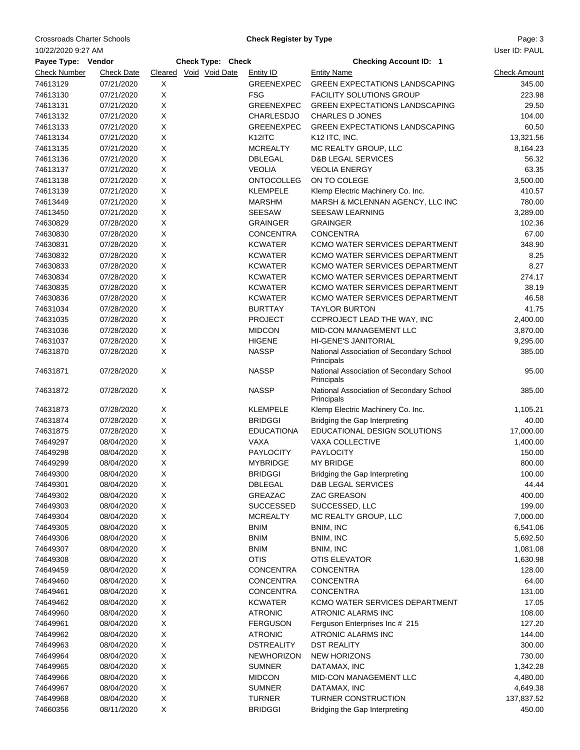Crossroads Charter Schools

**Check Register by Type**

10/22/2020 9:27 AM

User ID: PAUL

**Payee Type: Vendor** **Check Type: Check** **Checking Account ID: 1**

| Check Number | Check Date | Cleared | Void | Void Date | Entity ID | Entity Name | Check Amount |
|---|---|---|---|---|---|---|---|
| 74613129 | 07/21/2020 | X | | | GREENEXPEC | GREEN EXPECTATIONS LANDSCAPING | 345.00 |
| 74613130 | 07/21/2020 | X | | | FSG | FACILITY SOLUTIONS GROUP | 223.98 |
| 74613131 | 07/21/2020 | X | | | GREENEXPEC | GREEN EXPECTATIONS LANDSCAPING | 29.50 |
| 74613132 | 07/21/2020 | X | | | CHARLESDJO | CHARLES D JONES | 104.00 |
| 74613133 | 07/21/2020 | X | | | GREENEXPEC | GREEN EXPECTATIONS LANDSCAPING | 60.50 |
| 74613134 | 07/21/2020 | X | | | K12ITC | K12 ITC, INC. | 13,321.56 |
| 74613135 | 07/21/2020 | X | | | MCREALTY | MC REALTY GROUP, LLC | 8,164.23 |
| 74613136 | 07/21/2020 | X | | | DBLEGAL | D&B LEGAL SERVICES | 56.32 |
| 74613137 | 07/21/2020 | X | | | VEOLIA | VEOLIA ENERGY | 63.35 |
| 74613138 | 07/21/2020 | X | | | ONTOCOLLEG | ON TO COLEGE | 3,500.00 |
| 74613139 | 07/21/2020 | X | | | KLEMPELE | Klemp Electric Machinery Co. Inc. | 410.57 |
| 74613449 | 07/21/2020 | X | | | MARSHM | MARSH & MCLENNAN AGENCY, LLC INC | 780.00 |
| 74613450 | 07/21/2020 | X | | | SEESAW | SEESAW LEARNING | 3,289.00 |
| 74630829 | 07/28/2020 | X | | | GRAINGER | GRAINGER | 102.36 |
| 74630830 | 07/28/2020 | X | | | CONCENTRA | CONCENTRA | 67.00 |
| 74630831 | 07/28/2020 | X | | | KCWATER | KCMO WATER SERVICES DEPARTMENT | 348.90 |
| 74630832 | 07/28/2020 | X | | | KCWATER | KCMO WATER SERVICES DEPARTMENT | 8.25 |
| 74630833 | 07/28/2020 | X | | | KCWATER | KCMO WATER SERVICES DEPARTMENT | 8.27 |
| 74630834 | 07/28/2020 | X | | | KCWATER | KCMO WATER SERVICES DEPARTMENT | 274.17 |
| 74630835 | 07/28/2020 | X | | | KCWATER | KCMO WATER SERVICES DEPARTMENT | 38.19 |
| 74630836 | 07/28/2020 | X | | | KCWATER | KCMO WATER SERVICES DEPARTMENT | 46.58 |
| 74631034 | 07/28/2020 | X | | | BURTTAY | TAYLOR BURTON | 41.75 |
| 74631035 | 07/28/2020 | X | | | PROJECT | CCPROJECT LEAD THE WAY, INC | 2,400.00 |
| 74631036 | 07/28/2020 | X | | | MIDCON | MID-CON MANAGEMENT LLC | 3,870.00 |
| 74631037 | 07/28/2020 | X | | | HIGENE | HI-GENE'S JANITORIAL | 9,295.00 |
| 74631870 | 07/28/2020 | X | | | NASSP | National Association of Secondary School Principals | 385.00 |
| 74631871 | 07/28/2020 | X | | | NASSP | National Association of Secondary School Principals | 95.00 |
| 74631872 | 07/28/2020 | X | | | NASSP | National Association of Secondary School Principals | 385.00 |
| 74631873 | 07/28/2020 | X | | | KLEMPELE | Klemp Electric Machinery Co. Inc. | 1,105.21 |
| 74631874 | 07/28/2020 | X | | | BRIDGGI | Bridging the Gap Interpreting | 40.00 |
| 74631875 | 07/28/2020 | X | | | EDUCATIONA | EDUCATIONAL DESIGN SOLUTIONS | 17,000.00 |
| 74649297 | 08/04/2020 | X | | | VAXA | VAXA COLLECTIVE | 1,400.00 |
| 74649298 | 08/04/2020 | X | | | PAYLOCITY | PAYLOCITY | 150.00 |
| 74649299 | 08/04/2020 | X | | | MYBRIDGE | MY BRIDGE | 800.00 |
| 74649300 | 08/04/2020 | X | | | BRIDGGI | Bridging the Gap Interpreting | 100.00 |
| 74649301 | 08/04/2020 | X | | | DBLEGAL | D&B LEGAL SERVICES | 44.44 |
| 74649302 | 08/04/2020 | X | | | GREAZAC | ZAC GREASON | 400.00 |
| 74649303 | 08/04/2020 | X | | | SUCCESSED | SUCCESSED, LLC | 199.00 |
| 74649304 | 08/04/2020 | X | | | MCREALTY | MC REALTY GROUP, LLC | 7,000.00 |
| 74649305 | 08/04/2020 | X | | | BNIM | BNIM, INC | 6,541.06 |
| 74649306 | 08/04/2020 | X | | | BNIM | BNIM, INC | 5,692.50 |
| 74649307 | 08/04/2020 | X | | | BNIM | BNIM, INC | 1,081.08 |
| 74649308 | 08/04/2020 | X | | | OTIS | OTIS ELEVATOR | 1,630.98 |
| 74649459 | 08/04/2020 | X | | | CONCENTRA | CONCENTRA | 128.00 |
| 74649460 | 08/04/2020 | X | | | CONCENTRA | CONCENTRA | 64.00 |
| 74649461 | 08/04/2020 | X | | | CONCENTRA | CONCENTRA | 131.00 |
| 74649462 | 08/04/2020 | X | | | KCWATER | KCMO WATER SERVICES DEPARTMENT | 17.05 |
| 74649960 | 08/04/2020 | X | | | ATRONIC | ATRONIC ALARMS INC | 108.00 |
| 74649961 | 08/04/2020 | X | | | FERGUSON | Ferguson Enterprises Inc # 215 | 127.20 |
| 74649962 | 08/04/2020 | X | | | ATRONIC | ATRONIC ALARMS INC | 144.00 |
| 74649963 | 08/04/2020 | X | | | DSTREALITY | DST REALITY | 300.00 |
| 74649964 | 08/04/2020 | X | | | NEWHORIZON | NEW HORIZONS | 730.00 |
| 74649965 | 08/04/2020 | X | | | SUMNER | DATAMAX, INC | 1,342.28 |
| 74649966 | 08/04/2020 | X | | | MIDCON | MID-CON MANAGEMENT LLC | 4,480.00 |
| 74649967 | 08/04/2020 | X | | | SUMNER | DATAMAX, INC | 4,649.38 |
| 74649968 | 08/04/2020 | X | | | TURNER | TURNER CONSTRUCTION | 137,837.52 |
| 74660356 | 08/11/2020 | X | | | BRIDGGI | Bridging the Gap Interpreting | 450.00 |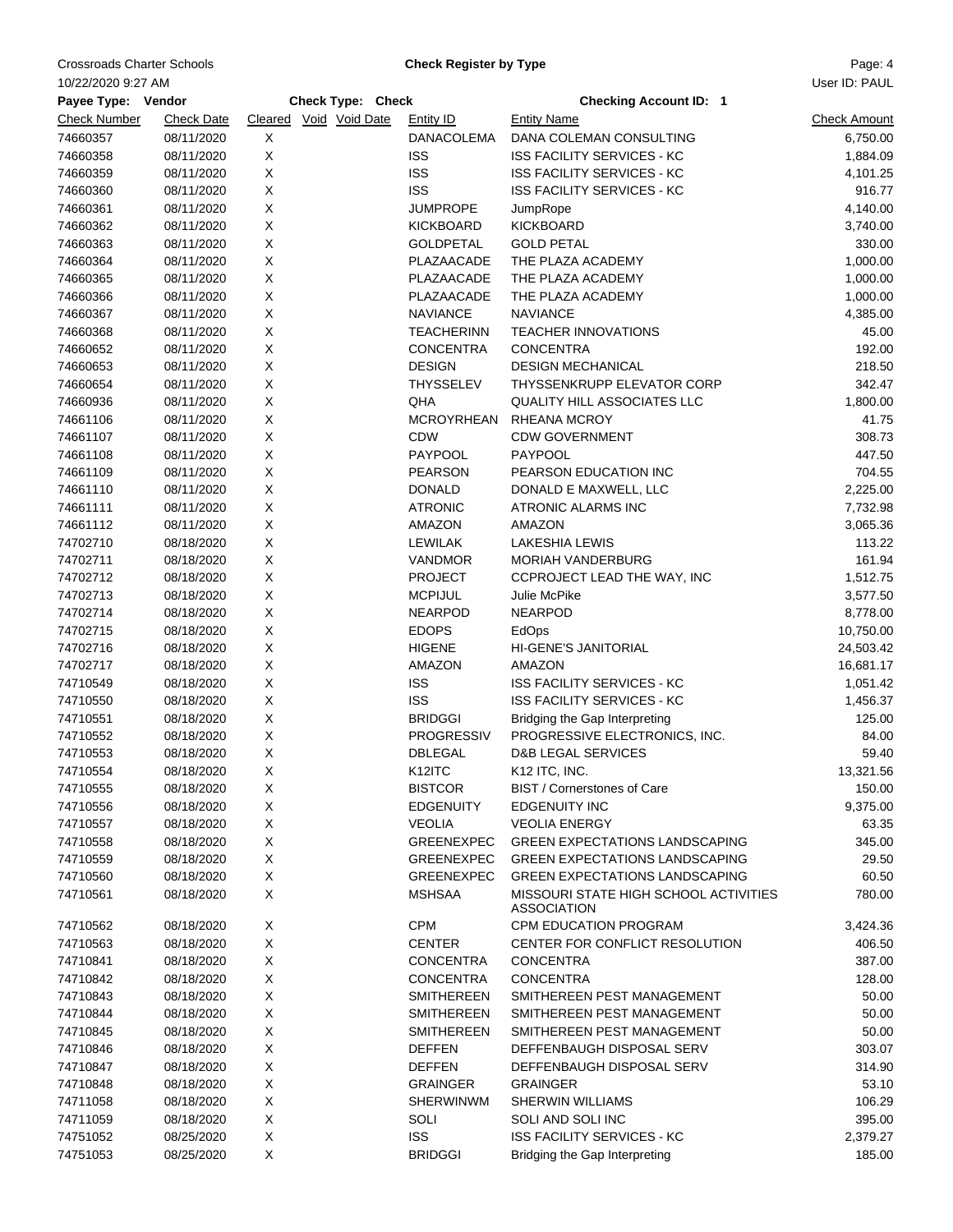Crossroads Charter Schools

**Check Register by Type**

10/22/2020 9:27 AM

User ID: PAUL

**Payee Type: Vendor** **Check Type: Check** **Checking Account ID: 1**

| Check Number | Check Date | Cleared | Void | Void Date | Entity ID | Entity Name | Check Amount |
|---|---|---|---|---|---|---|---|
| 74660357 | 08/11/2020 | X | | | DANACOLEMA | DANA COLEMAN CONSULTING | 6,750.00 |
| 74660358 | 08/11/2020 | X | | | ISS | ISS FACILITY SERVICES - KC | 1,884.09 |
| 74660359 | 08/11/2020 | X | | | ISS | ISS FACILITY SERVICES - KC | 4,101.25 |
| 74660360 | 08/11/2020 | X | | | ISS | ISS FACILITY SERVICES - KC | 916.77 |
| 74660361 | 08/11/2020 | X | | | JUMPROPE | JumpRope | 4,140.00 |
| 74660362 | 08/11/2020 | X | | | KICKBOARD | KICKBOARD | 3,740.00 |
| 74660363 | 08/11/2020 | X | | | GOLDPETAL | GOLD PETAL | 330.00 |
| 74660364 | 08/11/2020 | X | | | PLAZAACADE | THE PLAZA ACADEMY | 1,000.00 |
| 74660365 | 08/11/2020 | X | | | PLAZAACADE | THE PLAZA ACADEMY | 1,000.00 |
| 74660366 | 08/11/2020 | X | | | PLAZAACADE | THE PLAZA ACADEMY | 1,000.00 |
| 74660367 | 08/11/2020 | X | | | NAVIANCE | NAVIANCE | 4,385.00 |
| 74660368 | 08/11/2020 | X | | | TEACHERINN | TEACHER INNOVATIONS | 45.00 |
| 74660652 | 08/11/2020 | X | | | CONCENTRA | CONCENTRA | 192.00 |
| 74660653 | 08/11/2020 | X | | | DESIGN | DESIGN MECHANICAL | 218.50 |
| 74660654 | 08/11/2020 | X | | | THYSSELEV | THYSSENKRUPP ELEVATOR CORP | 342.47 |
| 74660936 | 08/11/2020 | X | | | QHA | QUALITY HILL ASSOCIATES LLC | 1,800.00 |
| 74661106 | 08/11/2020 | X | | | MCROYRHEAN | RHEANA MCROY | 41.75 |
| 74661107 | 08/11/2020 | X | | | CDW | CDW GOVERNMENT | 308.73 |
| 74661108 | 08/11/2020 | X | | | PAYPOOL | PAYPOOL | 447.50 |
| 74661109 | 08/11/2020 | X | | | PEARSON | PEARSON EDUCATION INC | 704.55 |
| 74661110 | 08/11/2020 | X | | | DONALD | DONALD E MAXWELL, LLC | 2,225.00 |
| 74661111 | 08/11/2020 | X | | | ATRONIC | ATRONIC ALARMS INC | 7,732.98 |
| 74661112 | 08/11/2020 | X | | | AMAZON | AMAZON | 3,065.36 |
| 74702710 | 08/18/2020 | X | | | LEWILAK | LAKESHIA LEWIS | 113.22 |
| 74702711 | 08/18/2020 | X | | | VANDMOR | MORIAH VANDERBURG | 161.94 |
| 74702712 | 08/18/2020 | X | | | PROJECT | CCPROJECT LEAD THE WAY, INC | 1,512.75 |
| 74702713 | 08/18/2020 | X | | | MCPIJUL | Julie McPike | 3,577.50 |
| 74702714 | 08/18/2020 | X | | | NEARPOD | NEARPOD | 8,778.00 |
| 74702715 | 08/18/2020 | X | | | EDOPS | EdOps | 10,750.00 |
| 74702716 | 08/18/2020 | X | | | HIGENE | HI-GENE'S JANITORIAL | 24,503.42 |
| 74702717 | 08/18/2020 | X | | | AMAZON | AMAZON | 16,681.17 |
| 74710549 | 08/18/2020 | X | | | ISS | ISS FACILITY SERVICES - KC | 1,051.42 |
| 74710550 | 08/18/2020 | X | | | ISS | ISS FACILITY SERVICES - KC | 1,456.37 |
| 74710551 | 08/18/2020 | X | | | BRIDGGI | Bridging the Gap Interpreting | 125.00 |
| 74710552 | 08/18/2020 | X | | | PROGRESSIV | PROGRESSIVE ELECTRONICS, INC. | 84.00 |
| 74710553 | 08/18/2020 | X | | | DBLEGAL | D&B LEGAL SERVICES | 59.40 |
| 74710554 | 08/18/2020 | X | | | K12ITC | K12 ITC, INC. | 13,321.56 |
| 74710555 | 08/18/2020 | X | | | BISTCOR | BIST / Cornerstones of Care | 150.00 |
| 74710556 | 08/18/2020 | X | | | EDGENUITY | EDGENUITY INC | 9,375.00 |
| 74710557 | 08/18/2020 | X | | | VEOLIA | VEOLIA ENERGY | 63.35 |
| 74710558 | 08/18/2020 | X | | | GREENEXPEC | GREEN EXPECTATIONS LANDSCAPING | 345.00 |
| 74710559 | 08/18/2020 | X | | | GREENEXPEC | GREEN EXPECTATIONS LANDSCAPING | 29.50 |
| 74710560 | 08/18/2020 | X | | | GREENEXPEC | GREEN EXPECTATIONS LANDSCAPING | 60.50 |
| 74710561 | 08/18/2020 | X | | | MSHSAA | MISSOURI STATE HIGH SCHOOL ACTIVITIES ASSOCIATION | 780.00 |
| 74710562 | 08/18/2020 | X | | | CPM | CPM EDUCATION PROGRAM | 3,424.36 |
| 74710563 | 08/18/2020 | X | | | CENTER | CENTER FOR CONFLICT RESOLUTION | 406.50 |
| 74710841 | 08/18/2020 | X | | | CONCENTRA | CONCENTRA | 387.00 |
| 74710842 | 08/18/2020 | X | | | CONCENTRA | CONCENTRA | 128.00 |
| 74710843 | 08/18/2020 | X | | | SMITHEREEN | SMITHEREEN PEST MANAGEMENT | 50.00 |
| 74710844 | 08/18/2020 | X | | | SMITHEREEN | SMITHEREEN PEST MANAGEMENT | 50.00 |
| 74710845 | 08/18/2020 | X | | | SMITHEREEN | SMITHEREEN PEST MANAGEMENT | 50.00 |
| 74710846 | 08/18/2020 | X | | | DEFFEN | DEFFENBAUGH DISPOSAL SERV | 303.07 |
| 74710847 | 08/18/2020 | X | | | DEFFEN | DEFFENBAUGH DISPOSAL SERV | 314.90 |
| 74710848 | 08/18/2020 | X | | | GRAINGER | GRAINGER | 53.10 |
| 74711058 | 08/18/2020 | X | | | SHERWINWM | SHERWIN WILLIAMS | 106.29 |
| 74711059 | 08/18/2020 | X | | | SOLI | SOLI AND SOLI INC | 395.00 |
| 74751052 | 08/25/2020 | X | | | ISS | ISS FACILITY SERVICES - KC | 2,379.27 |
| 74751053 | 08/25/2020 | X | | | BRIDGGI | Bridging the Gap Interpreting | 185.00 |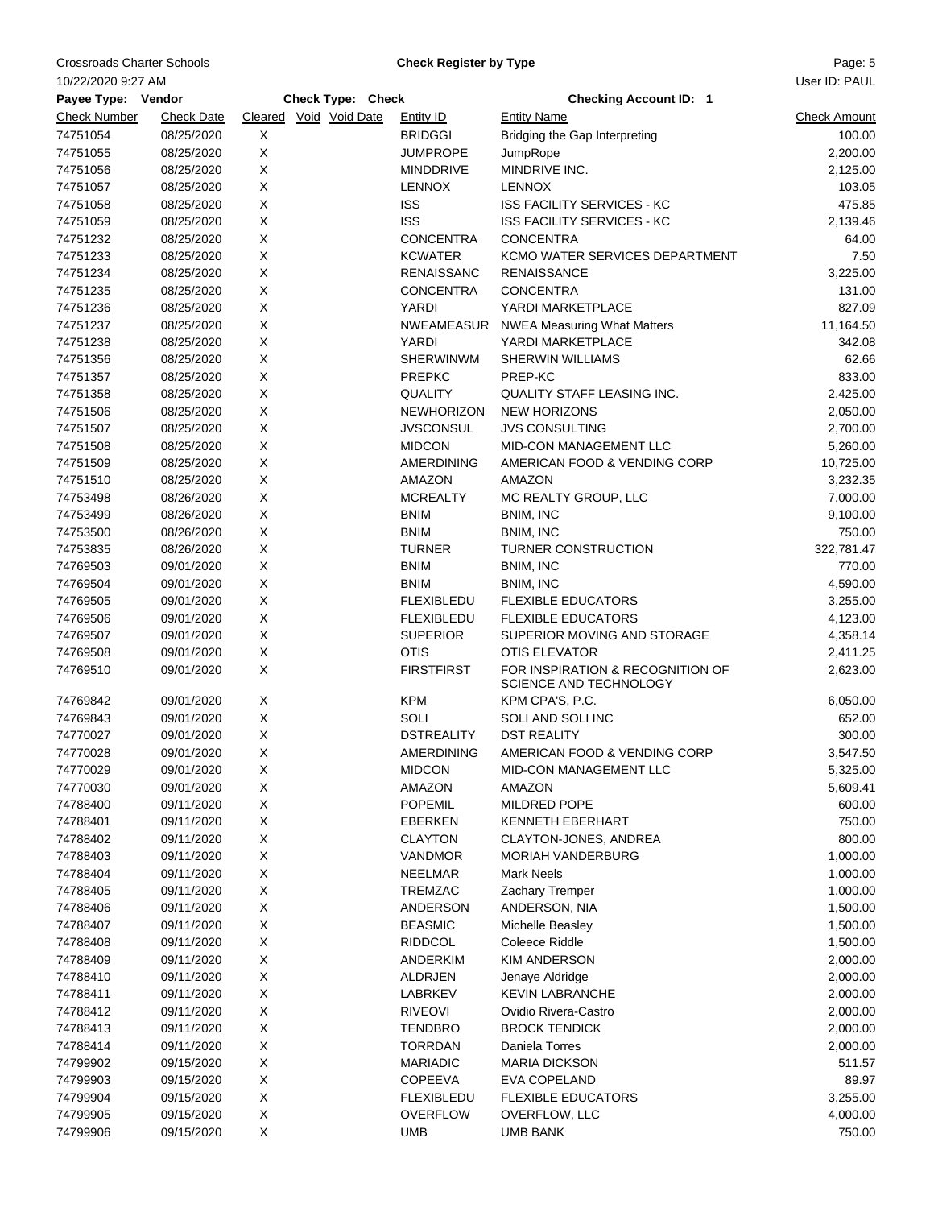Crossroads Charter Schools

**Check Register by Type**

10/22/2020 9:27 AM

User ID: PAUL

**Payee Type: Vendor** **Check Type: Check** **Checking Account ID: 1**

| Check Number | Check Date | Cleared | Void | Void Date | Entity ID | Entity Name | Check Amount |
|---|---|---|---|---|---|---|---|
| 74751054 | 08/25/2020 | X | | | BRIDGGI | Bridging the Gap Interpreting | 100.00 |
| 74751055 | 08/25/2020 | X | | | JUMPROPE | JumpRope | 2,200.00 |
| 74751056 | 08/25/2020 | X | | | MINDDRIVE | MINDRIVE INC. | 2,125.00 |
| 74751057 | 08/25/2020 | X | | | LENNOX | LENNOX | 103.05 |
| 74751058 | 08/25/2020 | X | | | ISS | ISS FACILITY SERVICES - KC | 475.85 |
| 74751059 | 08/25/2020 | X | | | ISS | ISS FACILITY SERVICES - KC | 2,139.46 |
| 74751232 | 08/25/2020 | X | | | CONCENTRA | CONCENTRA | 64.00 |
| 74751233 | 08/25/2020 | X | | | KCWATER | KCMO WATER SERVICES DEPARTMENT | 7.50 |
| 74751234 | 08/25/2020 | X | | | RENAISSANC | RENAISSANCE | 3,225.00 |
| 74751235 | 08/25/2020 | X | | | CONCENTRA | CONCENTRA | 131.00 |
| 74751236 | 08/25/2020 | X | | | YARDI | YARDI MARKETPLACE | 827.09 |
| 74751237 | 08/25/2020 | X | | | NWEAMEASUR | NWEA Measuring What Matters | 11,164.50 |
| 74751238 | 08/25/2020 | X | | | YARDI | YARDI MARKETPLACE | 342.08 |
| 74751356 | 08/25/2020 | X | | | SHERWINWM | SHERWIN WILLIAMS | 62.66 |
| 74751357 | 08/25/2020 | X | | | PREPKC | PREP-KC | 833.00 |
| 74751358 | 08/25/2020 | X | | | QUALITY | QUALITY STAFF LEASING INC. | 2,425.00 |
| 74751506 | 08/25/2020 | X | | | NEWHORIZON | NEW HORIZONS | 2,050.00 |
| 74751507 | 08/25/2020 | X | | | JVSCONSUL | JVS CONSULTING | 2,700.00 |
| 74751508 | 08/25/2020 | X | | | MIDCON | MID-CON MANAGEMENT LLC | 5,260.00 |
| 74751509 | 08/25/2020 | X | | | AMERDINING | AMERICAN FOOD & VENDING CORP | 10,725.00 |
| 74751510 | 08/25/2020 | X | | | AMAZON | AMAZON | 3,232.35 |
| 74753498 | 08/26/2020 | X | | | MCREALTY | MC REALTY GROUP, LLC | 7,000.00 |
| 74753499 | 08/26/2020 | X | | | BNIM | BNIM, INC | 9,100.00 |
| 74753500 | 08/26/2020 | X | | | BNIM | BNIM, INC | 750.00 |
| 74753835 | 08/26/2020 | X | | | TURNER | TURNER CONSTRUCTION | 322,781.47 |
| 74769503 | 09/01/2020 | X | | | BNIM | BNIM, INC | 770.00 |
| 74769504 | 09/01/2020 | X | | | BNIM | BNIM, INC | 4,590.00 |
| 74769505 | 09/01/2020 | X | | | FLEXIBLEDU | FLEXIBLE EDUCATORS | 3,255.00 |
| 74769506 | 09/01/2020 | X | | | FLEXIBLEDU | FLEXIBLE EDUCATORS | 4,123.00 |
| 74769507 | 09/01/2020 | X | | | SUPERIOR | SUPERIOR MOVING AND STORAGE | 4,358.14 |
| 74769508 | 09/01/2020 | X | | | OTIS | OTIS ELEVATOR | 2,411.25 |
| 74769510 | 09/01/2020 | X | | | FIRSTFIRST | FOR INSPIRATION & RECOGNITION OF SCIENCE AND TECHNOLOGY | 2,623.00 |
| 74769842 | 09/01/2020 | X | | | KPM | KPM CPA'S, P.C. | 6,050.00 |
| 74769843 | 09/01/2020 | X | | | SOLI | SOLI AND SOLI INC | 652.00 |
| 74770027 | 09/01/2020 | X | | | DSTREALITY | DST REALITY | 300.00 |
| 74770028 | 09/01/2020 | X | | | AMERDINING | AMERICAN FOOD & VENDING CORP | 3,547.50 |
| 74770029 | 09/01/2020 | X | | | MIDCON | MID-CON MANAGEMENT LLC | 5,325.00 |
| 74770030 | 09/01/2020 | X | | | AMAZON | AMAZON | 5,609.41 |
| 74788400 | 09/11/2020 | X | | | POPEMIL | MILDRED POPE | 600.00 |
| 74788401 | 09/11/2020 | X | | | EBERKEN | KENNETH EBERHART | 750.00 |
| 74788402 | 09/11/2020 | X | | | CLAYTON | CLAYTON-JONES, ANDREA | 800.00 |
| 74788403 | 09/11/2020 | X | | | VANDMOR | MORIAH VANDERBURG | 1,000.00 |
| 74788404 | 09/11/2020 | X | | | NEELMAR | Mark Neels | 1,000.00 |
| 74788405 | 09/11/2020 | X | | | TREMZAC | Zachary Tremper | 1,000.00 |
| 74788406 | 09/11/2020 | X | | | ANDERSON | ANDERSON, NIA | 1,500.00 |
| 74788407 | 09/11/2020 | X | | | BEASMIC | Michelle Beasley | 1,500.00 |
| 74788408 | 09/11/2020 | X | | | RIDDCOL | Coleece Riddle | 1,500.00 |
| 74788409 | 09/11/2020 | X | | | ANDERKIM | KIM ANDERSON | 2,000.00 |
| 74788410 | 09/11/2020 | X | | | ALDRJEN | Jenaye Aldridge | 2,000.00 |
| 74788411 | 09/11/2020 | X | | | LABRKEV | KEVIN LABRANCHE | 2,000.00 |
| 74788412 | 09/11/2020 | X | | | RIVEOVI | Ovidio Rivera-Castro | 2,000.00 |
| 74788413 | 09/11/2020 | X | | | TENDBRO | BROCK TENDICK | 2,000.00 |
| 74788414 | 09/11/2020 | X | | | TORRDAN | Daniela Torres | 2,000.00 |
| 74799902 | 09/15/2020 | X | | | MARIADIC | MARIA DICKSON | 511.57 |
| 74799903 | 09/15/2020 | X | | | COPEEVA | EVA COPELAND | 89.97 |
| 74799904 | 09/15/2020 | X | | | FLEXIBLEDU | FLEXIBLE EDUCATORS | 3,255.00 |
| 74799905 | 09/15/2020 | X | | | OVERFLOW | OVERFLOW, LLC | 4,000.00 |
| 74799906 | 09/15/2020 | X | | | UMB | UMB BANK | 750.00 |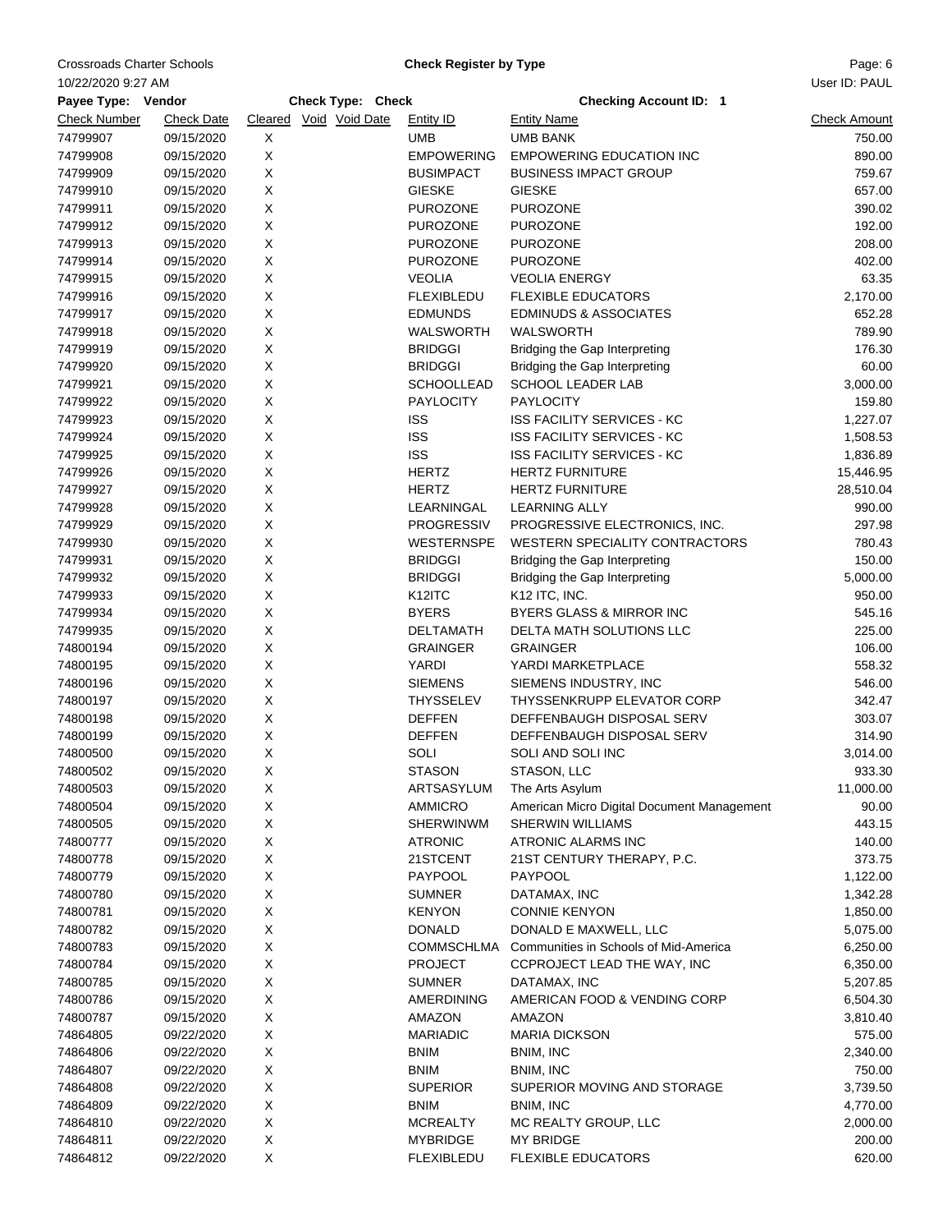Crossroads Charter Schools

**Check Register by Type**

10/22/2020 9:27 AM

User ID: PAUL

**Payee Type: Vendor** **Check Type: Check** **Checking Account ID: 1**

| Check Number | Check Date | Cleared | Void | Void Date | Entity ID | Entity Name | Check Amount |
|---|---|---|---|---|---|---|---|
| 74799907 | 09/15/2020 | X | | | UMB | UMB BANK | 750.00 |
| 74799908 | 09/15/2020 | X | | | EMPOWERING | EMPOWERING EDUCATION INC | 890.00 |
| 74799909 | 09/15/2020 | X | | | BUSIMPACT | BUSINESS IMPACT GROUP | 759.67 |
| 74799910 | 09/15/2020 | X | | | GIESKE | GIESKE | 657.00 |
| 74799911 | 09/15/2020 | X | | | PUROZONE | PUROZONE | 390.02 |
| 74799912 | 09/15/2020 | X | | | PUROZONE | PUROZONE | 192.00 |
| 74799913 | 09/15/2020 | X | | | PUROZONE | PUROZONE | 208.00 |
| 74799914 | 09/15/2020 | X | | | PUROZONE | PUROZONE | 402.00 |
| 74799915 | 09/15/2020 | X | | | VEOLIA | VEOLIA ENERGY | 63.35 |
| 74799916 | 09/15/2020 | X | | | FLEXIBLEDU | FLEXIBLE EDUCATORS | 2,170.00 |
| 74799917 | 09/15/2020 | X | | | EDMUNDS | EDMINUDS & ASSOCIATES | 652.28 |
| 74799918 | 09/15/2020 | X | | | WALSWORTH | WALSWORTH | 789.90 |
| 74799919 | 09/15/2020 | X | | | BRIDGGI | Bridging the Gap Interpreting | 176.30 |
| 74799920 | 09/15/2020 | X | | | BRIDGGI | Bridging the Gap Interpreting | 60.00 |
| 74799921 | 09/15/2020 | X | | | SCHOOLLEAD | SCHOOL LEADER LAB | 3,000.00 |
| 74799922 | 09/15/2020 | X | | | PAYLOCITY | PAYLOCITY | 159.80 |
| 74799923 | 09/15/2020 | X | | | ISS | ISS FACILITY SERVICES - KC | 1,227.07 |
| 74799924 | 09/15/2020 | X | | | ISS | ISS FACILITY SERVICES - KC | 1,508.53 |
| 74799925 | 09/15/2020 | X | | | ISS | ISS FACILITY SERVICES - KC | 1,836.89 |
| 74799926 | 09/15/2020 | X | | | HERTZ | HERTZ FURNITURE | 15,446.95 |
| 74799927 | 09/15/2020 | X | | | HERTZ | HERTZ FURNITURE | 28,510.04 |
| 74799928 | 09/15/2020 | X | | | LEARNINGAL | LEARNING ALLY | 990.00 |
| 74799929 | 09/15/2020 | X | | | PROGRESSIV | PROGRESSIVE ELECTRONICS, INC. | 297.98 |
| 74799930 | 09/15/2020 | X | | | WESTERNSPE | WESTERN SPECIALITY CONTRACTORS | 780.43 |
| 74799931 | 09/15/2020 | X | | | BRIDGGI | Bridging the Gap Interpreting | 150.00 |
| 74799932 | 09/15/2020 | X | | | BRIDGGI | Bridging the Gap Interpreting | 5,000.00 |
| 74799933 | 09/15/2020 | X | | | K12ITC | K12 ITC, INC. | 950.00 |
| 74799934 | 09/15/2020 | X | | | BYERS | BYERS GLASS & MIRROR INC | 545.16 |
| 74799935 | 09/15/2020 | X | | | DELTAMATH | DELTA MATH SOLUTIONS LLC | 225.00 |
| 74800194 | 09/15/2020 | X | | | GRAINGER | GRAINGER | 106.00 |
| 74800195 | 09/15/2020 | X | | | YARDI | YARDI MARKETPLACE | 558.32 |
| 74800196 | 09/15/2020 | X | | | SIEMENS | SIEMENS INDUSTRY, INC | 546.00 |
| 74800197 | 09/15/2020 | X | | | THYSSELEV | THYSSENKRUPP ELEVATOR CORP | 342.47 |
| 74800198 | 09/15/2020 | X | | | DEFFEN | DEFFENBAUGH DISPOSAL SERV | 303.07 |
| 74800199 | 09/15/2020 | X | | | DEFFEN | DEFFENBAUGH DISPOSAL SERV | 314.90 |
| 74800500 | 09/15/2020 | X | | | SOLI | SOLI AND SOLI INC | 3,014.00 |
| 74800502 | 09/15/2020 | X | | | STASON | STASON, LLC | 933.30 |
| 74800503 | 09/15/2020 | X | | | ARTSASYLUM | The Arts Asylum | 11,000.00 |
| 74800504 | 09/15/2020 | X | | | AMMICRO | American Micro Digital Document Management | 90.00 |
| 74800505 | 09/15/2020 | X | | | SHERWINWM | SHERWIN WILLIAMS | 443.15 |
| 74800777 | 09/15/2020 | X | | | ATRONIC | ATRONIC ALARMS INC | 140.00 |
| 74800778 | 09/15/2020 | X | | | 21STCENT | 21ST CENTURY THERAPY, P.C. | 373.75 |
| 74800779 | 09/15/2020 | X | | | PAYPOOL | PAYPOOL | 1,122.00 |
| 74800780 | 09/15/2020 | X | | | SUMNER | DATAMAX, INC | 1,342.28 |
| 74800781 | 09/15/2020 | X | | | KENYON | CONNIE KENYON | 1,850.00 |
| 74800782 | 09/15/2020 | X | | | DONALD | DONALD E MAXWELL, LLC | 5,075.00 |
| 74800783 | 09/15/2020 | X | | | COMMSCHLMA | Communities in Schools of Mid-America | 6,250.00 |
| 74800784 | 09/15/2020 | X | | | PROJECT | CCPROJECT LEAD THE WAY, INC | 6,350.00 |
| 74800785 | 09/15/2020 | X | | | SUMNER | DATAMAX, INC | 5,207.85 |
| 74800786 | 09/15/2020 | X | | | AMERDINING | AMERICAN FOOD & VENDING CORP | 6,504.30 |
| 74800787 | 09/15/2020 | X | | | AMAZON | AMAZON | 3,810.40 |
| 74864805 | 09/22/2020 | X | | | MARIADIC | MARIA DICKSON | 575.00 |
| 74864806 | 09/22/2020 | X | | | BNIM | BNIM, INC | 2,340.00 |
| 74864807 | 09/22/2020 | X | | | BNIM | BNIM, INC | 750.00 |
| 74864808 | 09/22/2020 | X | | | SUPERIOR | SUPERIOR MOVING AND STORAGE | 3,739.50 |
| 74864809 | 09/22/2020 | X | | | BNIM | BNIM, INC | 4,770.00 |
| 74864810 | 09/22/2020 | X | | | MCREALTY | MC REALTY GROUP, LLC | 2,000.00 |
| 74864811 | 09/22/2020 | X | | | MYBRIDGE | MY BRIDGE | 200.00 |
| 74864812 | 09/22/2020 | X | | | FLEXIBLEDU | FLEXIBLE EDUCATORS | 620.00 |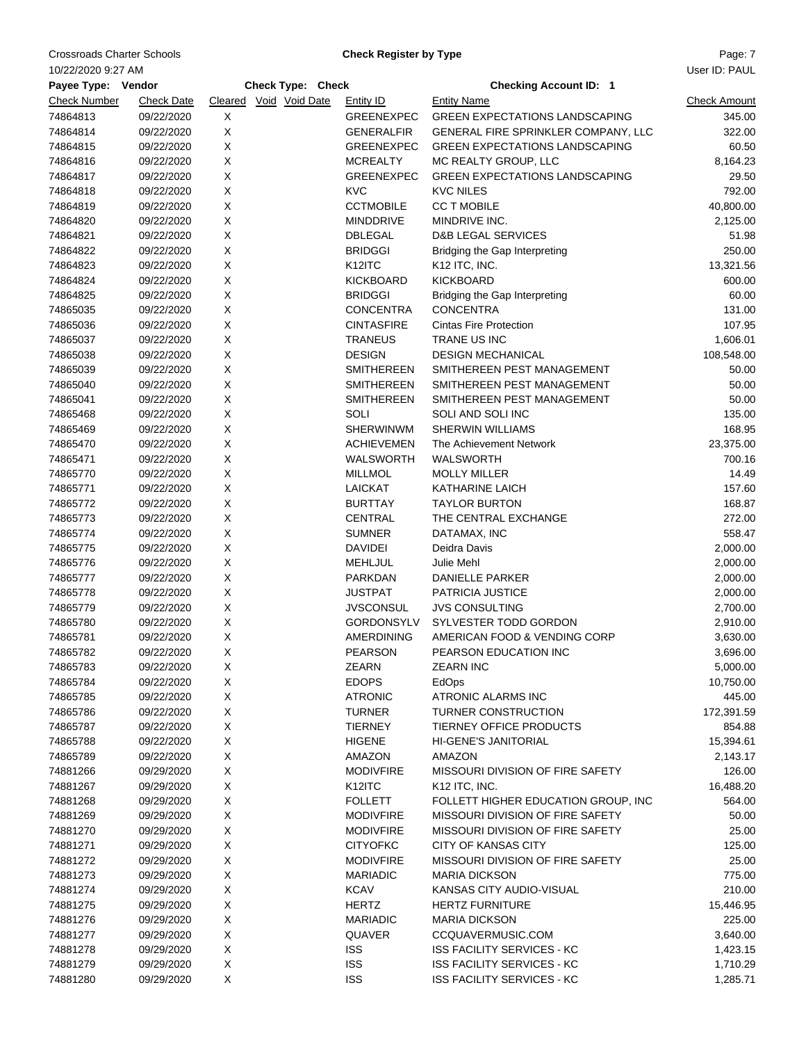Crossroads Charter Schools

**Check Register by Type**

10/22/2020 9:27 AM

User ID: PAUL

**Payee Type: Vendor** **Check Type: Check** **Checking Account ID: 1**

| Check Number | Check Date | Cleared | Void | Void Date | Entity ID | Entity Name | Check Amount |
|---|---|---|---|---|---|---|---|
| 74864813 | 09/22/2020 | X | | | GREENEXPEC | GREEN EXPECTATIONS LANDSCAPING | 345.00 |
| 74864814 | 09/22/2020 | X | | | GENERALFIR | GENERAL FIRE SPRINKLER COMPANY, LLC | 322.00 |
| 74864815 | 09/22/2020 | X | | | GREENEXPEC | GREEN EXPECTATIONS LANDSCAPING | 60.50 |
| 74864816 | 09/22/2020 | X | | | MCREALTY | MC REALTY GROUP, LLC | 8,164.23 |
| 74864817 | 09/22/2020 | X | | | GREENEXPEC | GREEN EXPECTATIONS LANDSCAPING | 29.50 |
| 74864818 | 09/22/2020 | X | | | KVC | KVC NILES | 792.00 |
| 74864819 | 09/22/2020 | X | | | CCTMOBILE | CC T MOBILE | 40,800.00 |
| 74864820 | 09/22/2020 | X | | | MINDDRIVE | MINDRIVE INC. | 2,125.00 |
| 74864821 | 09/22/2020 | X | | | DBLEGAL | D&B LEGAL SERVICES | 51.98 |
| 74864822 | 09/22/2020 | X | | | BRIDGGI | Bridging the Gap Interpreting | 250.00 |
| 74864823 | 09/22/2020 | X | | | K12ITC | K12 ITC, INC. | 13,321.56 |
| 74864824 | 09/22/2020 | X | | | KICKBOARD | KICKBOARD | 600.00 |
| 74864825 | 09/22/2020 | X | | | BRIDGGI | Bridging the Gap Interpreting | 60.00 |
| 74865035 | 09/22/2020 | X | | | CONCENTRA | CONCENTRA | 131.00 |
| 74865036 | 09/22/2020 | X | | | CINTASFIRE | Cintas Fire Protection | 107.95 |
| 74865037 | 09/22/2020 | X | | | TRANEUS | TRANE US INC | 1,606.01 |
| 74865038 | 09/22/2020 | X | | | DESIGN | DESIGN MECHANICAL | 108,548.00 |
| 74865039 | 09/22/2020 | X | | | SMITHEREEN | SMITHEREEN PEST MANAGEMENT | 50.00 |
| 74865040 | 09/22/2020 | X | | | SMITHEREEN | SMITHEREEN PEST MANAGEMENT | 50.00 |
| 74865041 | 09/22/2020 | X | | | SMITHEREEN | SMITHEREEN PEST MANAGEMENT | 50.00 |
| 74865468 | 09/22/2020 | X | | | SOLI | SOLI AND SOLI INC | 135.00 |
| 74865469 | 09/22/2020 | X | | | SHERWINWM | SHERWIN WILLIAMS | 168.95 |
| 74865470 | 09/22/2020 | X | | | ACHIEVEMEN | The Achievement Network | 23,375.00 |
| 74865471 | 09/22/2020 | X | | | WALSWORTH | WALSWORTH | 700.16 |
| 74865770 | 09/22/2020 | X | | | MILLMOL | MOLLY MILLER | 14.49 |
| 74865771 | 09/22/2020 | X | | | LAICKAT | KATHARINE LAICH | 157.60 |
| 74865772 | 09/22/2020 | X | | | BURTTAY | TAYLOR BURTON | 168.87 |
| 74865773 | 09/22/2020 | X | | | CENTRAL | THE CENTRAL EXCHANGE | 272.00 |
| 74865774 | 09/22/2020 | X | | | SUMNER | DATAMAX, INC | 558.47 |
| 74865775 | 09/22/2020 | X | | | DAVIDEI | Deidra Davis | 2,000.00 |
| 74865776 | 09/22/2020 | X | | | MEHLJUL | Julie Mehl | 2,000.00 |
| 74865777 | 09/22/2020 | X | | | PARKDAN | DANIELLE PARKER | 2,000.00 |
| 74865778 | 09/22/2020 | X | | | JUSTPAT | PATRICIA JUSTICE | 2,000.00 |
| 74865779 | 09/22/2020 | X | | | JVSCONSUL | JVS CONSULTING | 2,700.00 |
| 74865780 | 09/22/2020 | X | | | GORDONSYLV | SYLVESTER TODD GORDON | 2,910.00 |
| 74865781 | 09/22/2020 | X | | | AMERDINING | AMERICAN FOOD & VENDING CORP | 3,630.00 |
| 74865782 | 09/22/2020 | X | | | PEARSON | PEARSON EDUCATION INC | 3,696.00 |
| 74865783 | 09/22/2020 | X | | | ZEARN | ZEARN INC | 5,000.00 |
| 74865784 | 09/22/2020 | X | | | EDOPS | EdOps | 10,750.00 |
| 74865785 | 09/22/2020 | X | | | ATRONIC | ATRONIC ALARMS INC | 445.00 |
| 74865786 | 09/22/2020 | X | | | TURNER | TURNER CONSTRUCTION | 172,391.59 |
| 74865787 | 09/22/2020 | X | | | TIERNEY | TIERNEY OFFICE PRODUCTS | 854.88 |
| 74865788 | 09/22/2020 | X | | | HIGENE | HI-GENE'S JANITORIAL | 15,394.61 |
| 74865789 | 09/22/2020 | X | | | AMAZON | AMAZON | 2,143.17 |
| 74881266 | 09/29/2020 | X | | | MODIVFIRE | MISSOURI DIVISION OF FIRE SAFETY | 126.00 |
| 74881267 | 09/29/2020 | X | | | K12ITC | K12 ITC, INC. | 16,488.20 |
| 74881268 | 09/29/2020 | X | | | FOLLETT | FOLLETT HIGHER EDUCATION GROUP, INC | 564.00 |
| 74881269 | 09/29/2020 | X | | | MODIVFIRE | MISSOURI DIVISION OF FIRE SAFETY | 50.00 |
| 74881270 | 09/29/2020 | X | | | MODIVFIRE | MISSOURI DIVISION OF FIRE SAFETY | 25.00 |
| 74881271 | 09/29/2020 | X | | | CITYOFKC | CITY OF KANSAS CITY | 125.00 |
| 74881272 | 09/29/2020 | X | | | MODIVFIRE | MISSOURI DIVISION OF FIRE SAFETY | 25.00 |
| 74881273 | 09/29/2020 | X | | | MARIADIC | MARIA DICKSON | 775.00 |
| 74881274 | 09/29/2020 | X | | | KCAV | KANSAS CITY AUDIO-VISUAL | 210.00 |
| 74881275 | 09/29/2020 | X | | | HERTZ | HERTZ FURNITURE | 15,446.95 |
| 74881276 | 09/29/2020 | X | | | MARIADIC | MARIA DICKSON | 225.00 |
| 74881277 | 09/29/2020 | X | | | QUAVER | CCQUAVERMUSIC.COM | 3,640.00 |
| 74881278 | 09/29/2020 | X | | | ISS | ISS FACILITY SERVICES - KC | 1,423.15 |
| 74881279 | 09/29/2020 | X | | | ISS | ISS FACILITY SERVICES - KC | 1,710.29 |
| 74881280 | 09/29/2020 | X | | | ISS | ISS FACILITY SERVICES - KC | 1,285.71 |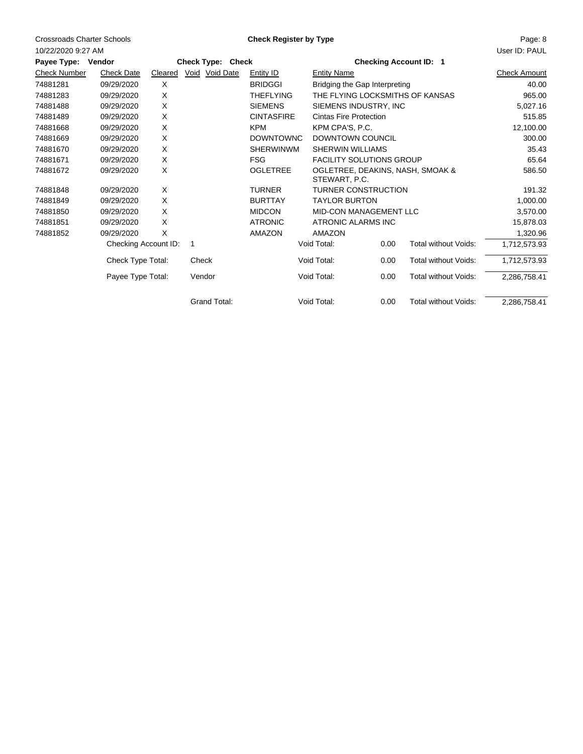Crossroads Charter Schools

10/22/2020 9:27 AM

**Check Register by Type**

User ID: PAUL

**Payee Type: Vendor** **Check Type: Check** **Checking Account ID: 1**

| Check Number | Check Date | Cleared | Void | Void Date | Entity ID | Entity Name | Check Amount |
|---|---|---|---|---|---|---|---|
| 74881281 | 09/29/2020 | X | | | BRIDGGI | Bridging the Gap Interpreting | 40.00 |
| 74881283 | 09/29/2020 | X | | | THEFLYING | THE FLYING LOCKSMITHS OF KANSAS | 965.00 |
| 74881488 | 09/29/2020 | X | | | SIEMENS | SIEMENS INDUSTRY, INC | 5,027.16 |
| 74881489 | 09/29/2020 | X | | | CINTASFIRE | Cintas Fire Protection | 515.85 |
| 74881668 | 09/29/2020 | X | | | KPM | KPM CPA'S, P.C. | 12,100.00 |
| 74881669 | 09/29/2020 | X | | | DOWNTOWNC | DOWNTOWN COUNCIL | 300.00 |
| 74881670 | 09/29/2020 | X | | | SHERWINWM | SHERWIN WILLIAMS | 35.43 |
| 74881671 | 09/29/2020 | X | | | FSG | FACILITY SOLUTIONS GROUP | 65.64 |
| 74881672 | 09/29/2020 | X | | | OGLETREE | OGLETREE, DEAKINS, NASH, SMOAK & STEWART, P.C. | 586.50 |
| 74881848 | 09/29/2020 | X | | | TURNER | TURNER CONSTRUCTION | 191.32 |
| 74881849 | 09/29/2020 | X | | | BURTTAY | TAYLOR BURTON | 1,000.00 |
| 74881850 | 09/29/2020 | X | | | MIDCON | MID-CON MANAGEMENT LLC | 3,570.00 |
| 74881851 | 09/29/2020 | X | | | ATRONIC | ATRONIC ALARMS INC | 15,878.03 |
| 74881852 | 09/29/2020 | X | | | AMAZON | AMAZON | 1,320.96 |

| | | | | | |
|---|---|---|---|---|---|
| Checking Account ID: | 1 | Void Total: | 0.00 | Total without Voids: | 1,712,573.93 |
| Check Type Total: | Check | Void Total: | 0.00 | Total without Voids: | 1,712,573.93 |
| Payee Type Total: | Vendor | Void Total: | 0.00 | Total without Voids: | 2,286,758.41 |
| | Grand Total: | Void Total: | 0.00 | Total without Voids: | 2,286,758.41 |